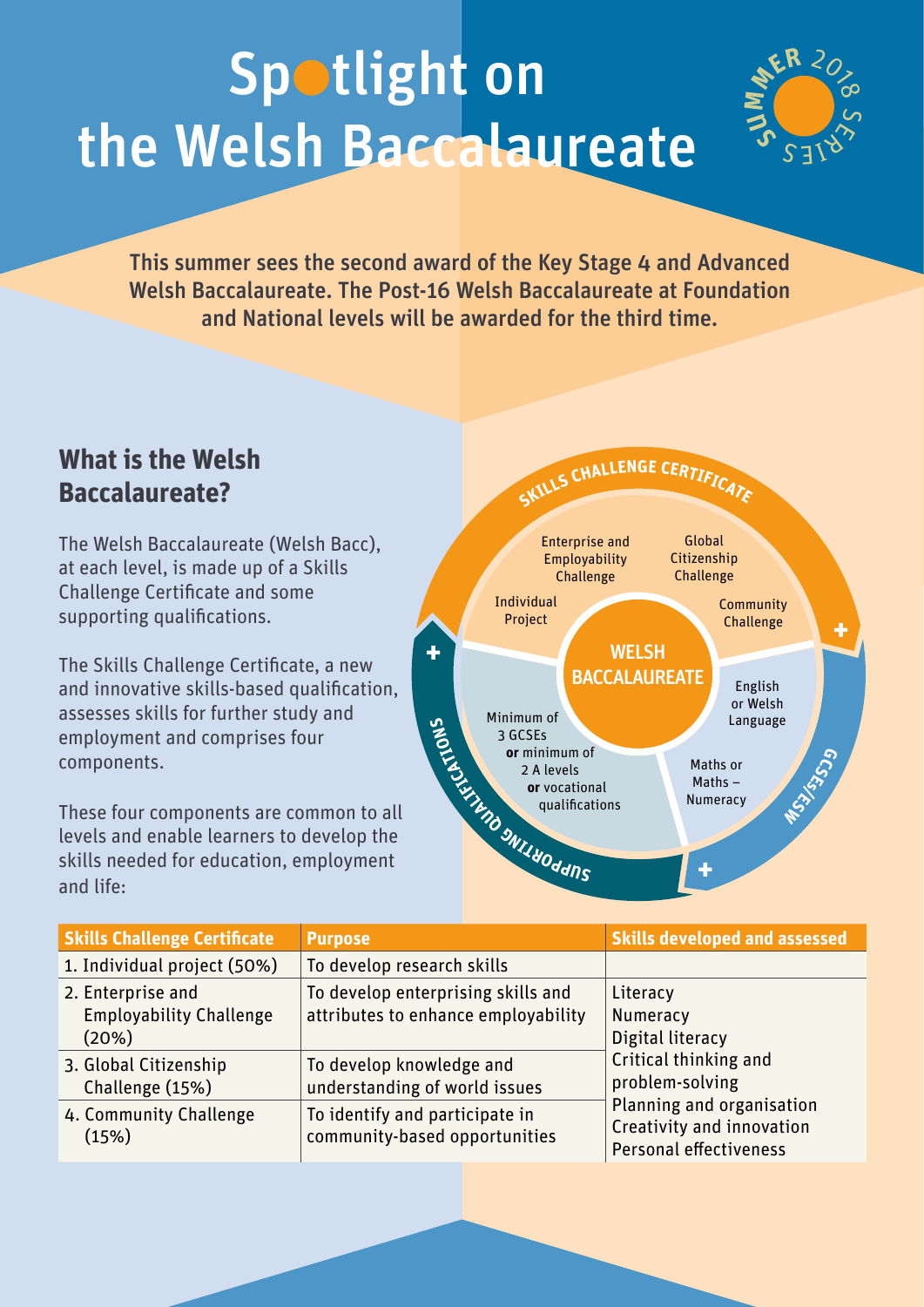# Spotlight on the Welsh Baccalaureate

SUMMER 2018 SERIES

**This summer sees the second award of the Key Stage 4 and Advanced Welsh Baccalaureate. The Post-16 Welsh Baccalaureate at Foundation and National levels will be awarded for the third time.**

## What is the Welsh Baccalaureate?

The Welsh Baccalaureate (Welsh Bacc), at each level, is made up of a Skills Challenge Certificate and some supporting qualifications.

The Skills Challenge Certificate, a new and innovative skills-based qualification, assesses skills for further study and employment and comprises four components.

These four components are common to all levels and enable learners to develop the skills needed for education, employment and life:

SKILLS CHALLENGE CERTIFICATE

Individual Project

Enterprise and Employability Challenge

Global Citizenship Challenge

Community Challenge

WELSH BACCALAUREATE

English or Welsh Language

Maths or Maths – Numeracy

GCSEs/ESW

Minimum of 3 GCSEs **or** minimum of 2 A levels **or** vocational qualifications

SUPPORTING QUALIFICATIONS

| Skills Challenge Certificate | Purpose | Skills developed and assessed |
|---|---|---|
| 1. Individual project (50%) | To develop research skills | Literacy<br>Numeracy<br>Digital literacy<br>Critical thinking and problem-solving<br>Planning and organisation<br>Creativity and innovation<br>Personal effectiveness |
| 2. Enterprise and Employability Challenge (20%) | To develop enterprising skills and attributes to enhance employability | |
| 3. Global Citizenship Challenge (15%) | To develop knowledge and understanding of world issues | |
| 4. Community Challenge (15%) | To identify and participate in community-based opportunities | |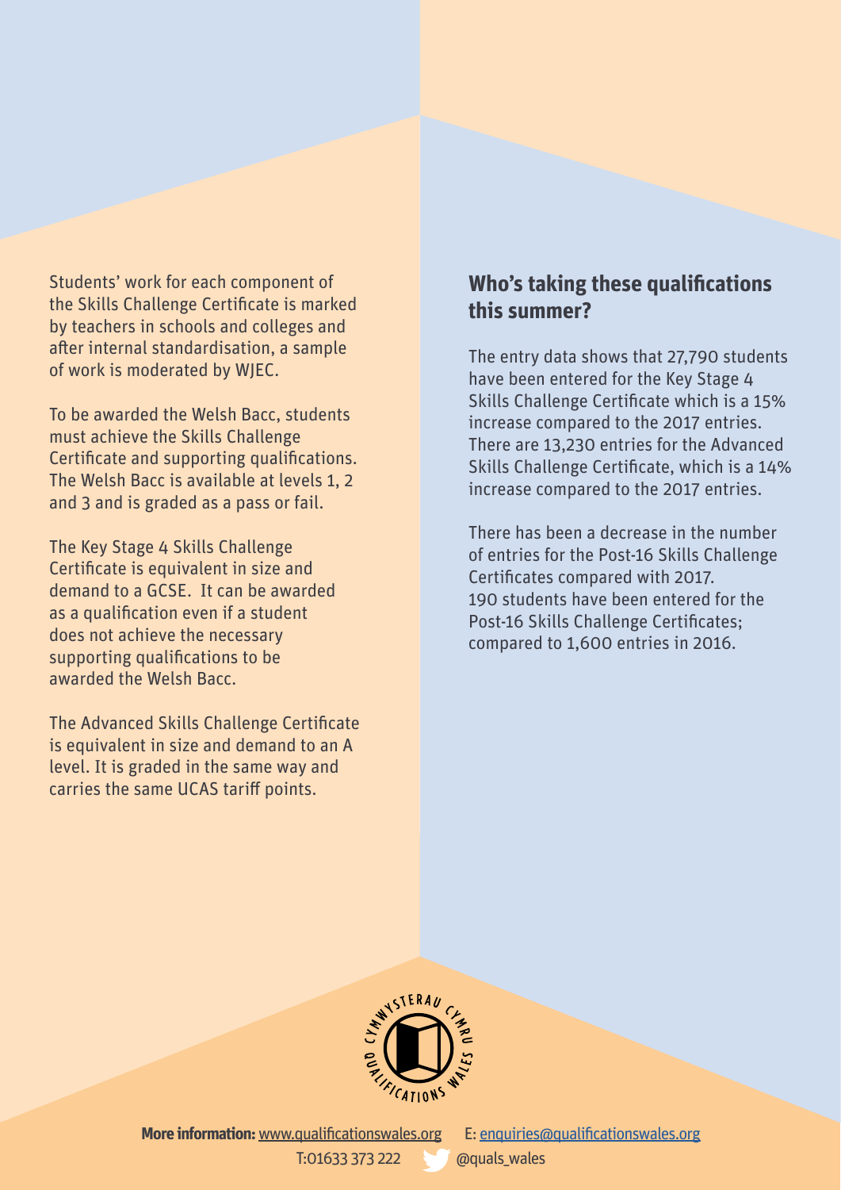Students' work for each component of the Skills Challenge Certificate is marked by teachers in schools and colleges and after internal standardisation, a sample of work is moderated by WJEC.

To be awarded the Welsh Bacc, students must achieve the Skills Challenge Certificate and supporting qualifications. The Welsh Bacc is available at levels 1, 2 and 3 and is graded as a pass or fail.

The Key Stage 4 Skills Challenge Certificate is equivalent in size and demand to a GCSE. It can be awarded as a qualification even if a student does not achieve the necessary supporting qualifications to be awarded the Welsh Bacc.

The Advanced Skills Challenge Certificate is equivalent in size and demand to an A level. It is graded in the same way and carries the same UCAS tariff points.

## Who's taking these qualifications this summer?

The entry data shows that 27,790 students have been entered for the Key Stage 4 Skills Challenge Certificate which is a 15% increase compared to the 2017 entries. There are 13,230 entries for the Advanced Skills Challenge Certificate, which is a 14% increase compared to the 2017 entries.

There has been a decrease in the number of entries for the Post-16 Skills Challenge Certificates compared with 2017. 190 students have been entered for the Post-16 Skills Challenge Certificates; compared to 1,600 entries in 2016.

CYMWYSTERAU CYMRU QUALIFICATIONS WALES

**More information:** www.qualificationswales.org E: enquiries@qualificationswales.org

T:01633 373 222 @quals_wales